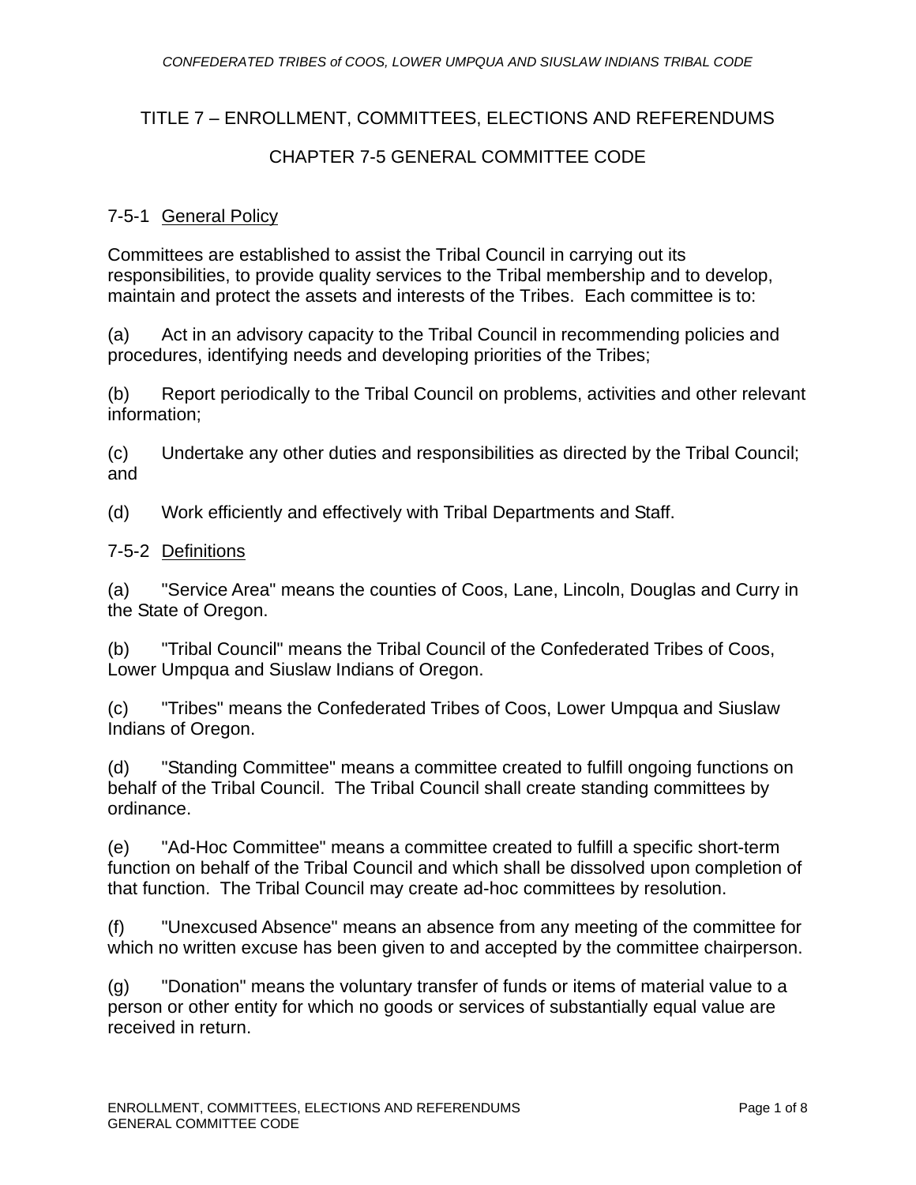# TITLE 7 – ENROLLMENT, COMMITTEES, ELECTIONS AND REFERENDUMS

## CHAPTER 7-5 GENERAL COMMITTEE CODE

### 7-5-1 General Policy

Committees are established to assist the Tribal Council in carrying out its responsibilities, to provide quality services to the Tribal membership and to develop, maintain and protect the assets and interests of the Tribes. Each committee is to:

(a) Act in an advisory capacity to the Tribal Council in recommending policies and procedures, identifying needs and developing priorities of the Tribes;

(b) Report periodically to the Tribal Council on problems, activities and other relevant information;

(c) Undertake any other duties and responsibilities as directed by the Tribal Council; and

(d) Work efficiently and effectively with Tribal Departments and Staff.

### 7-5-2 Definitions

(a) "Service Area" means the counties of Coos, Lane, Lincoln, Douglas and Curry in the State of Oregon.

(b) "Tribal Council" means the Tribal Council of the Confederated Tribes of Coos, Lower Umpqua and Siuslaw Indians of Oregon.

(c) "Tribes" means the Confederated Tribes of Coos, Lower Umpqua and Siuslaw Indians of Oregon.

(d) "Standing Committee" means a committee created to fulfill ongoing functions on behalf of the Tribal Council. The Tribal Council shall create standing committees by ordinance.

(e) "Ad-Hoc Committee" means a committee created to fulfill a specific short-term function on behalf of the Tribal Council and which shall be dissolved upon completion of that function. The Tribal Council may create ad-hoc committees by resolution.

(f) "Unexcused Absence" means an absence from any meeting of the committee for which no written excuse has been given to and accepted by the committee chairperson.

(g) "Donation" means the voluntary transfer of funds or items of material value to a person or other entity for which no goods or services of substantially equal value are received in return.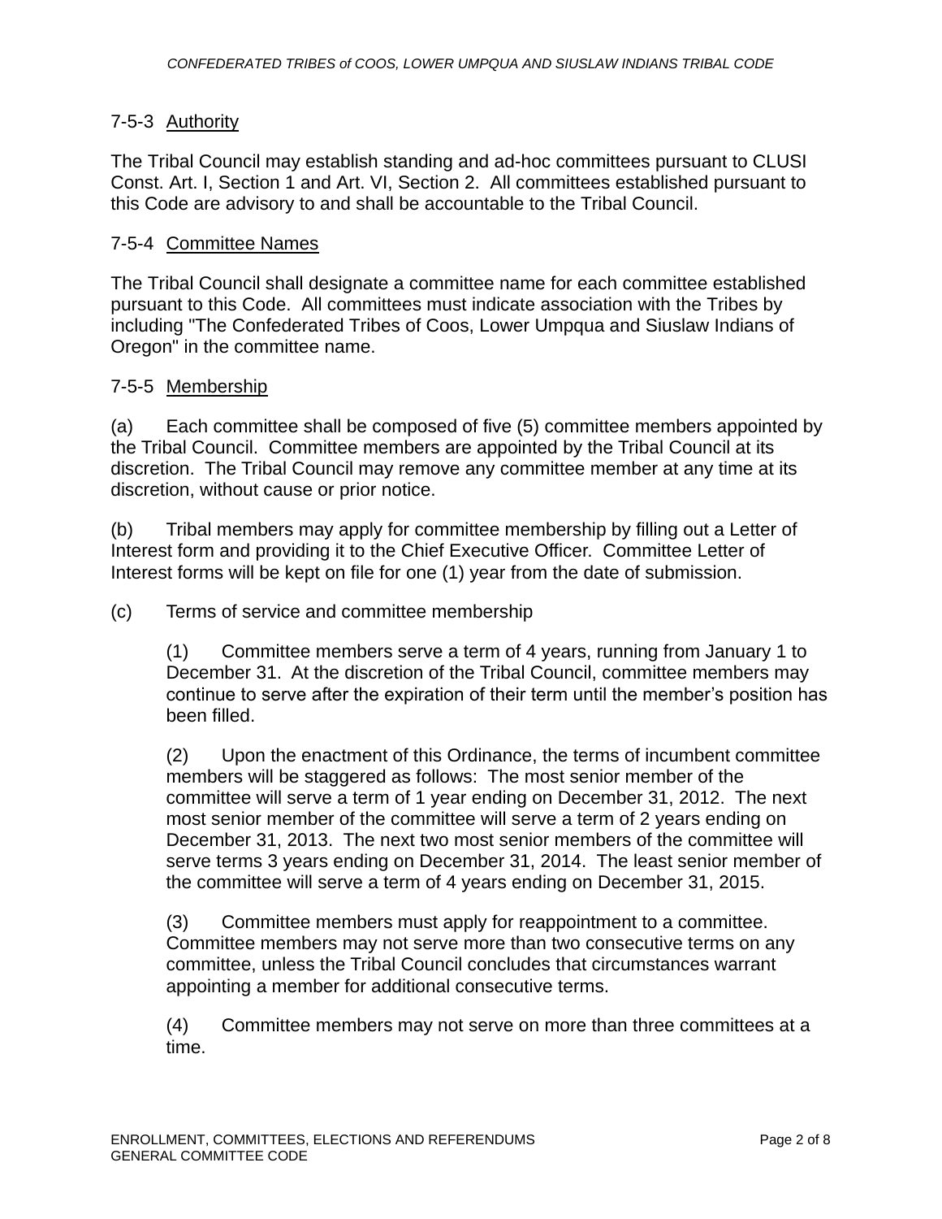### 7-5-3 Authority

The Tribal Council may establish standing and ad-hoc committees pursuant to CLUSI Const. Art. I, Section 1 and Art. VI, Section 2. All committees established pursuant to this Code are advisory to and shall be accountable to the Tribal Council.

### 7-5-4 Committee Names

The Tribal Council shall designate a committee name for each committee established pursuant to this Code. All committees must indicate association with the Tribes by including "The Confederated Tribes of Coos, Lower Umpqua and Siuslaw Indians of Oregon" in the committee name.

### 7-5-5 Membership

(a) Each committee shall be composed of five (5) committee members appointed by the Tribal Council. Committee members are appointed by the Tribal Council at its discretion. The Tribal Council may remove any committee member at any time at its discretion, without cause or prior notice.

(b) Tribal members may apply for committee membership by filling out a Letter of Interest form and providing it to the Chief Executive Officer. Committee Letter of Interest forms will be kept on file for one (1) year from the date of submission.

(c) Terms of service and committee membership

> (1) Committee members serve a term of 4 years, running from January 1 to December 31. At the discretion of the Tribal Council, committee members may continue to serve after the expiration of their term until the member's position has been filled.
>
> (2) Upon the enactment of this Ordinance, the terms of incumbent committee members will be staggered as follows: The most senior member of the committee will serve a term of 1 year ending on December 31, 2012. The next most senior member of the committee will serve a term of 2 years ending on December 31, 2013. The next two most senior members of the committee will serve terms 3 years ending on December 31, 2014. The least senior member of the committee will serve a term of 4 years ending on December 31, 2015.
>
> (3) Committee members must apply for reappointment to a committee. Committee members may not serve more than two consecutive terms on any committee, unless the Tribal Council concludes that circumstances warrant appointing a member for additional consecutive terms.
>
> (4) Committee members may not serve on more than three committees at a time.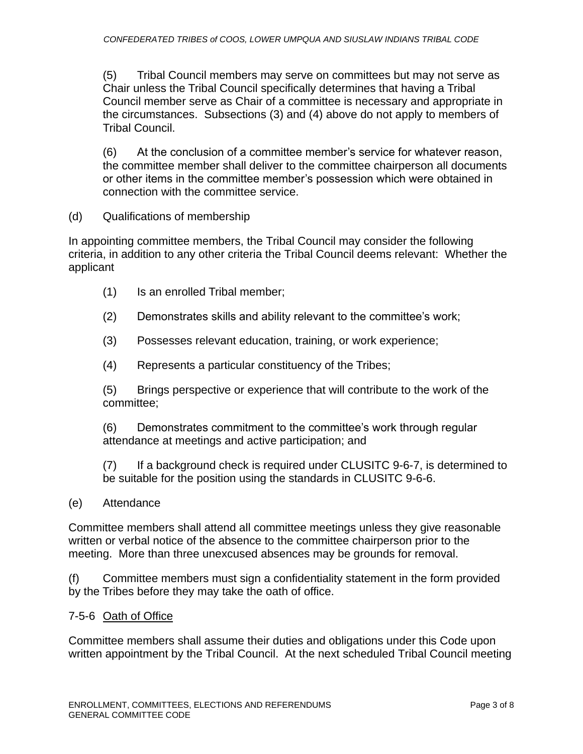(5) Tribal Council members may serve on committees but may not serve as Chair unless the Tribal Council specifically determines that having a Tribal Council member serve as Chair of a committee is necessary and appropriate in the circumstances. Subsections (3) and (4) above do not apply to members of Tribal Council.

(6) At the conclusion of a committee member's service for whatever reason, the committee member shall deliver to the committee chairperson all documents or other items in the committee member's possession which were obtained in connection with the committee service.

(d) Qualifications of membership

In appointing committee members, the Tribal Council may consider the following criteria, in addition to any other criteria the Tribal Council deems relevant: Whether the applicant

(1) Is an enrolled Tribal member;

(2) Demonstrates skills and ability relevant to the committee's work;

(3) Possesses relevant education, training, or work experience;

(4) Represents a particular constituency of the Tribes;

(5) Brings perspective or experience that will contribute to the work of the committee;

(6) Demonstrates commitment to the committee's work through regular attendance at meetings and active participation; and

(7) If a background check is required under CLUSITC 9-6-7, is determined to be suitable for the position using the standards in CLUSITC 9-6-6.

(e) Attendance

Committee members shall attend all committee meetings unless they give reasonable written or verbal notice of the absence to the committee chairperson prior to the meeting. More than three unexcused absences may be grounds for removal.

(f) Committee members must sign a confidentiality statement in the form provided by the Tribes before they may take the oath of office.

### 7-5-6 Oath of Office

Committee members shall assume their duties and obligations under this Code upon written appointment by the Tribal Council. At the next scheduled Tribal Council meeting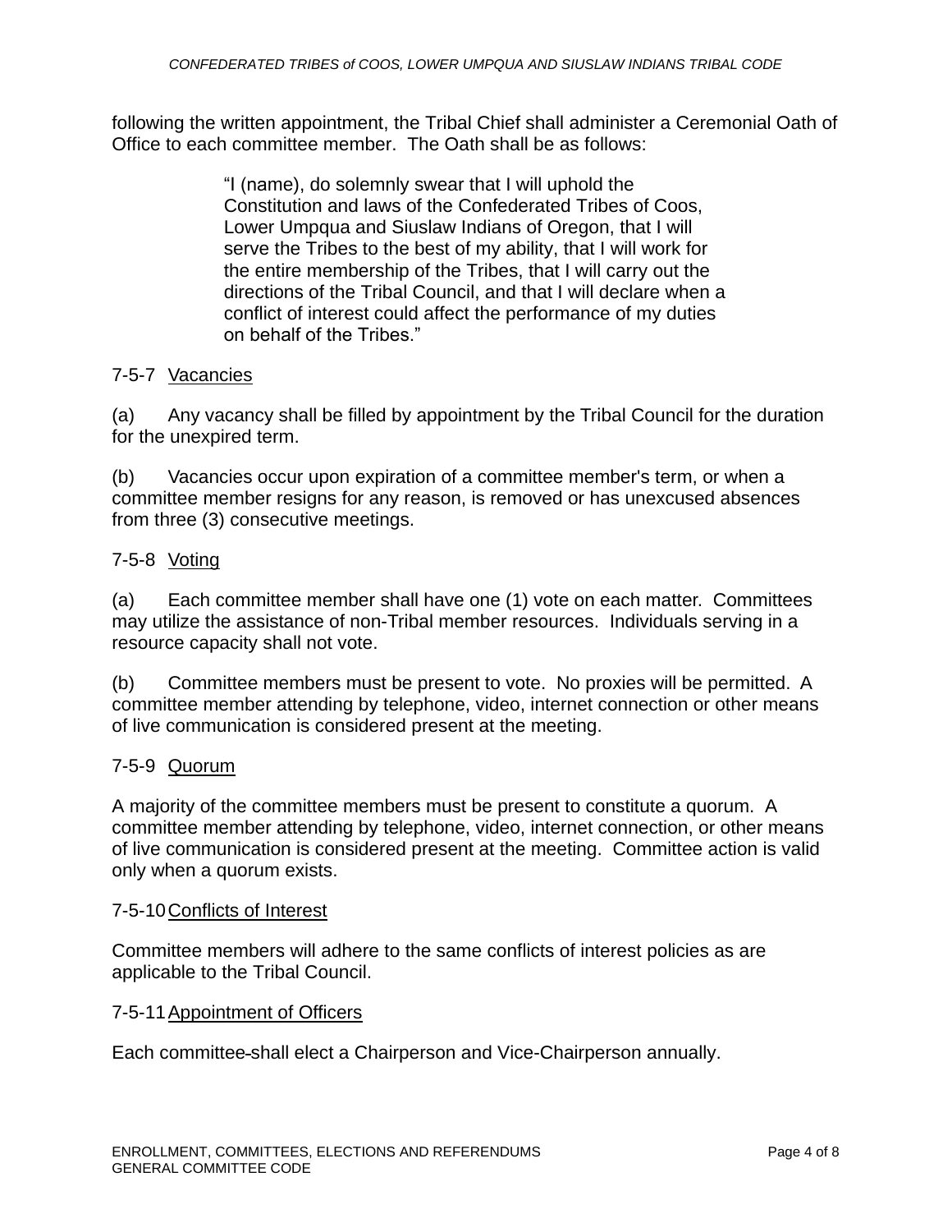following the written appointment, the Tribal Chief shall administer a Ceremonial Oath of Office to each committee member. The Oath shall be as follows:

> "I (name), do solemnly swear that I will uphold the Constitution and laws of the Confederated Tribes of Coos, Lower Umpqua and Siuslaw Indians of Oregon, that I will serve the Tribes to the best of my ability, that I will work for the entire membership of the Tribes, that I will carry out the directions of the Tribal Council, and that I will declare when a conflict of interest could affect the performance of my duties on behalf of the Tribes."

### 7-5-7 Vacancies

(a) Any vacancy shall be filled by appointment by the Tribal Council for the duration for the unexpired term.

(b) Vacancies occur upon expiration of a committee member's term, or when a committee member resigns for any reason, is removed or has unexcused absences from three (3) consecutive meetings.

### 7-5-8 Voting

(a) Each committee member shall have one (1) vote on each matter. Committees may utilize the assistance of non-Tribal member resources. Individuals serving in a resource capacity shall not vote.

(b) Committee members must be present to vote. No proxies will be permitted. A committee member attending by telephone, video, internet connection or other means of live communication is considered present at the meeting.

### 7-5-9 Quorum

A majority of the committee members must be present to constitute a quorum. A committee member attending by telephone, video, internet connection, or other means of live communication is considered present at the meeting. Committee action is valid only when a quorum exists.

### 7-5-10 Conflicts of Interest

Committee members will adhere to the same conflicts of interest policies as are applicable to the Tribal Council.

### 7-5-11 Appointment of Officers

Each committee shall elect a Chairperson and Vice-Chairperson annually.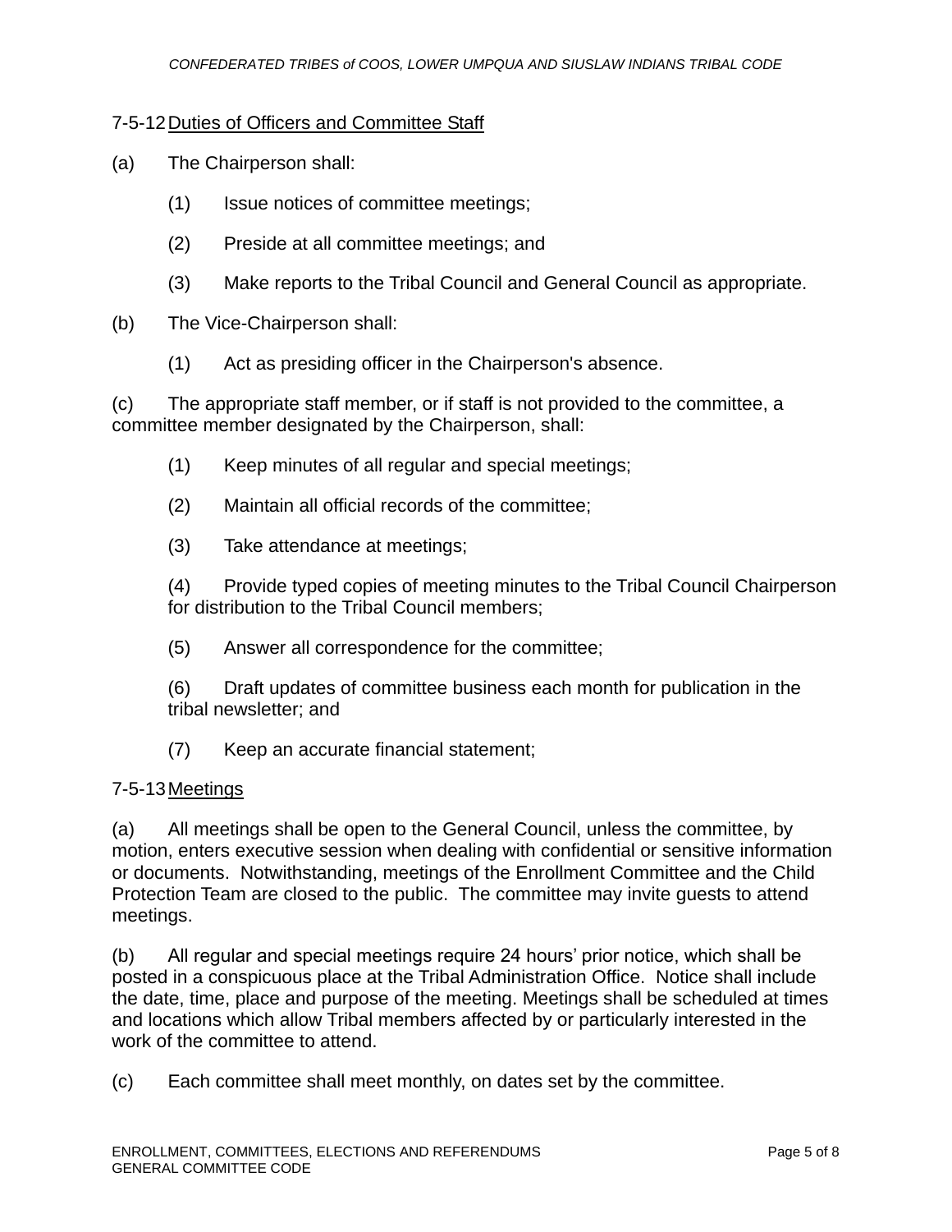## 7-5-12 Duties of Officers and Committee Staff

(a) The Chairperson shall:

(1) Issue notices of committee meetings;

(2) Preside at all committee meetings; and

(3) Make reports to the Tribal Council and General Council as appropriate.

(b) The Vice-Chairperson shall:

(1) Act as presiding officer in the Chairperson's absence.

(c) The appropriate staff member, or if staff is not provided to the committee, a committee member designated by the Chairperson, shall:

(1) Keep minutes of all regular and special meetings;

(2) Maintain all official records of the committee;

(3) Take attendance at meetings;

(4) Provide typed copies of meeting minutes to the Tribal Council Chairperson for distribution to the Tribal Council members;

(5) Answer all correspondence for the committee;

(6) Draft updates of committee business each month for publication in the tribal newsletter; and

(7) Keep an accurate financial statement;

## 7-5-13 Meetings

(a) All meetings shall be open to the General Council, unless the committee, by motion, enters executive session when dealing with confidential or sensitive information or documents. Notwithstanding, meetings of the Enrollment Committee and the Child Protection Team are closed to the public. The committee may invite guests to attend meetings.

(b) All regular and special meetings require 24 hours' prior notice, which shall be posted in a conspicuous place at the Tribal Administration Office. Notice shall include the date, time, place and purpose of the meeting. Meetings shall be scheduled at times and locations which allow Tribal members affected by or particularly interested in the work of the committee to attend.

(c) Each committee shall meet monthly, on dates set by the committee.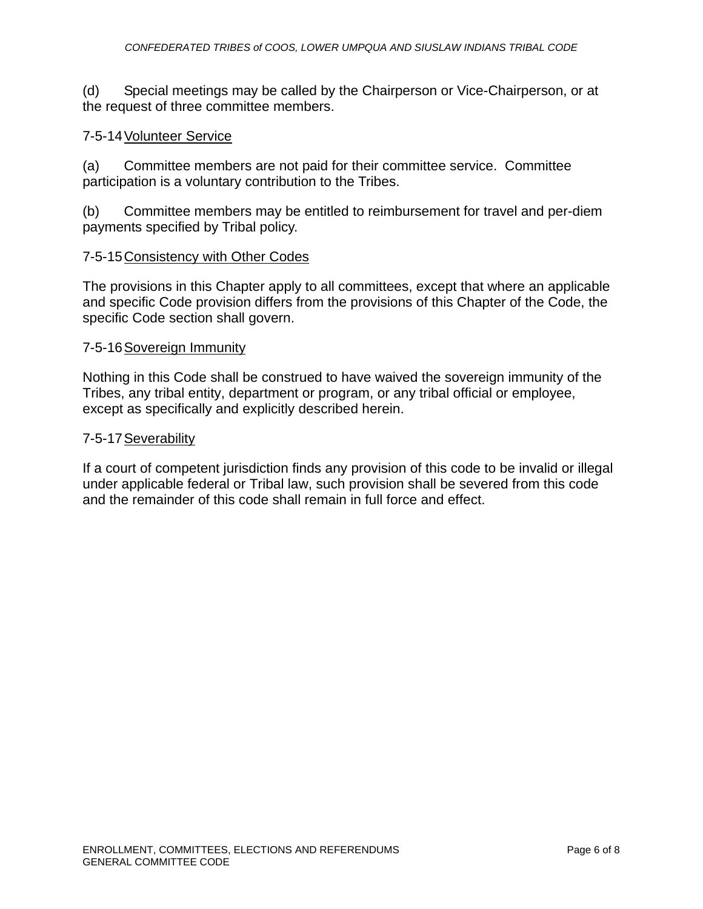(d) Special meetings may be called by the Chairperson or Vice-Chairperson, or at the request of three committee members.

### 7-5-14 Volunteer Service

(a) Committee members are not paid for their committee service. Committee participation is a voluntary contribution to the Tribes.

(b) Committee members may be entitled to reimbursement for travel and per-diem payments specified by Tribal policy.

### 7-5-15 Consistency with Other Codes

The provisions in this Chapter apply to all committees, except that where an applicable and specific Code provision differs from the provisions of this Chapter of the Code, the specific Code section shall govern.

### 7-5-16 Sovereign Immunity

Nothing in this Code shall be construed to have waived the sovereign immunity of the Tribes, any tribal entity, department or program, or any tribal official or employee, except as specifically and explicitly described herein.

### 7-5-17 Severability

If a court of competent jurisdiction finds any provision of this code to be invalid or illegal under applicable federal or Tribal law, such provision shall be severed from this code and the remainder of this code shall remain in full force and effect.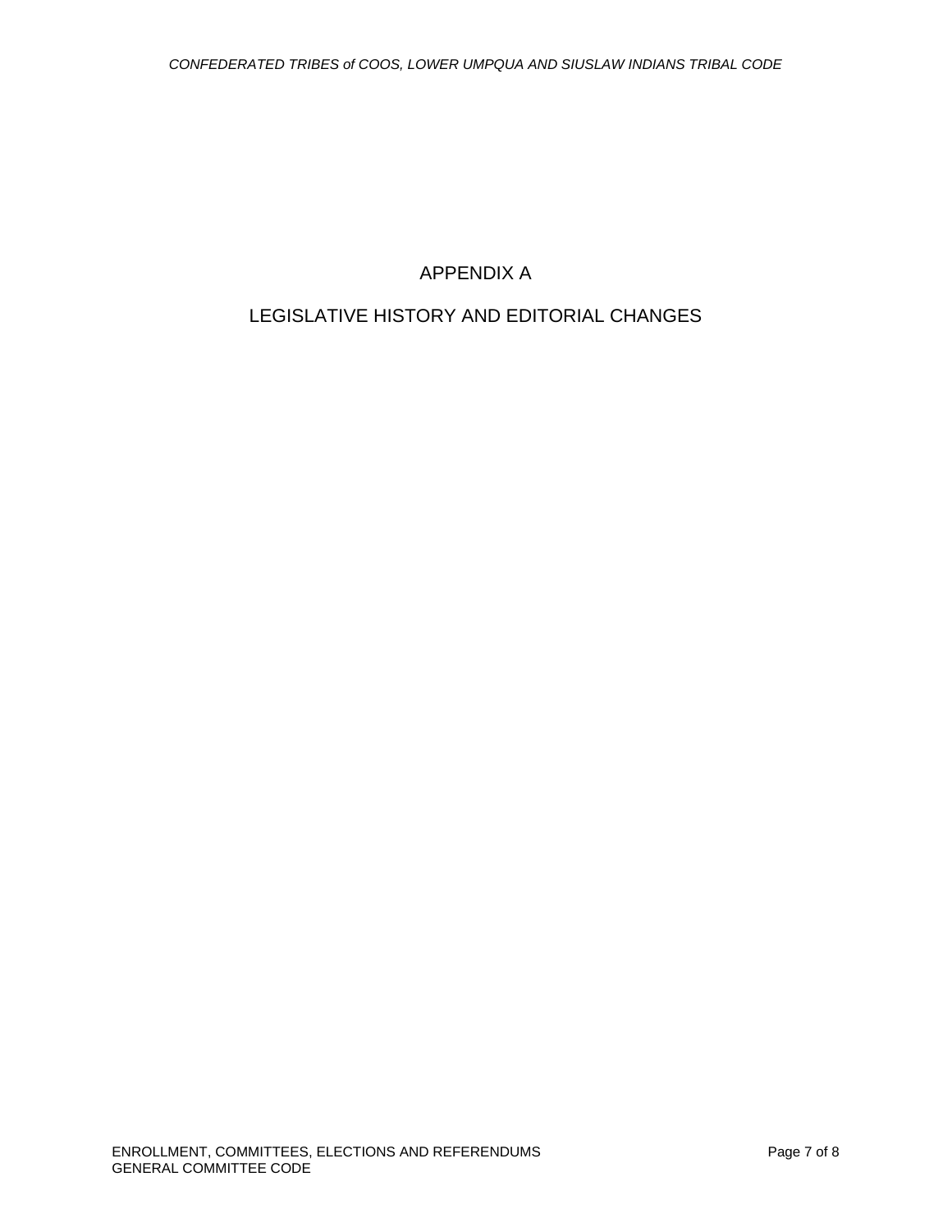# APPENDIX A

## LEGISLATIVE HISTORY AND EDITORIAL CHANGES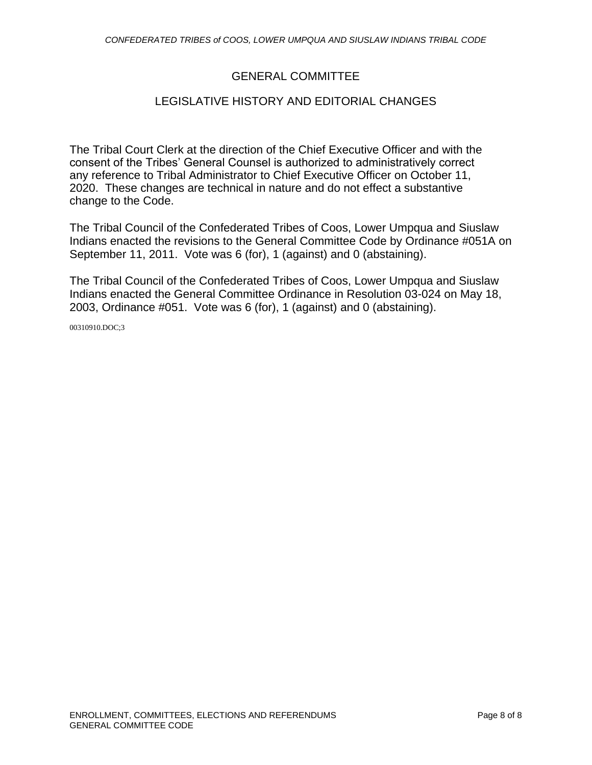## GENERAL COMMITTEE

## LEGISLATIVE HISTORY AND EDITORIAL CHANGES

The Tribal Court Clerk at the direction of the Chief Executive Officer and with the consent of the Tribes' General Counsel is authorized to administratively correct any reference to Tribal Administrator to Chief Executive Officer on October 11, 2020. These changes are technical in nature and do not effect a substantive change to the Code.

The Tribal Council of the Confederated Tribes of Coos, Lower Umpqua and Siuslaw Indians enacted the revisions to the General Committee Code by Ordinance #051A on September 11, 2011. Vote was 6 (for), 1 (against) and 0 (abstaining).

The Tribal Council of the Confederated Tribes of Coos, Lower Umpqua and Siuslaw Indians enacted the General Committee Ordinance in Resolution 03-024 on May 18, 2003, Ordinance #051. Vote was 6 (for), 1 (against) and 0 (abstaining).

00310910.DOC;3